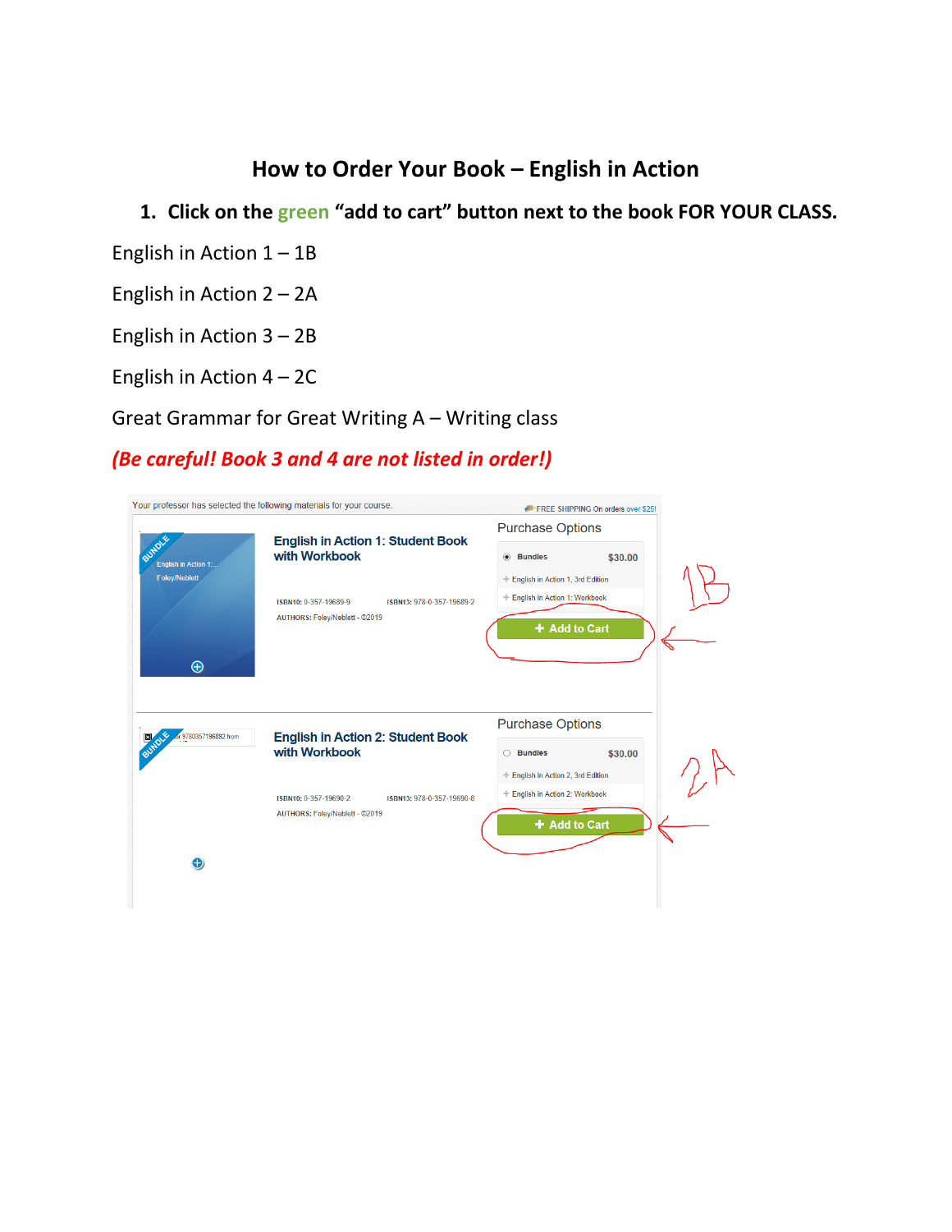# How to Order Your Book – English in Action

1. **Click on the green "add to cart" button next to the book FOR YOUR CLASS.**

English in Action 1 – 1B

English in Action 2 – 2A

English in Action 3 – 2B

English in Action 4 – 2C

Great Grammar for Great Writing A – Writing class

***(Be careful! Book 3 and 4 are not listed in order!)***

Your professor has selected the following materials for your course.

FREE SHIPPING On orders over $25!

**English in Action 1: Student Book with Workbook**

ISBN10: 0-357-19689-9 ISBN13: 978-0-357-19689-2

AUTHORS: Foley/Neblett - ©2019

Purchase Options

Bundles $30.00

+ English in Action 1, 3rd Edition

+ English in Action 1: Workbook

+ Add to Cart

1B

**English in Action 2: Student Book with Workbook**

ISBN10: 0-357-19690-2 ISBN13: 978-0-357-19690-8

AUTHORS: Foley/Neblett - ©2019

Purchase Options

Bundles $30.00

+ English in Action 2, 3rd Edition

+ English in Action 2: Workbook

+ Add to Cart

2A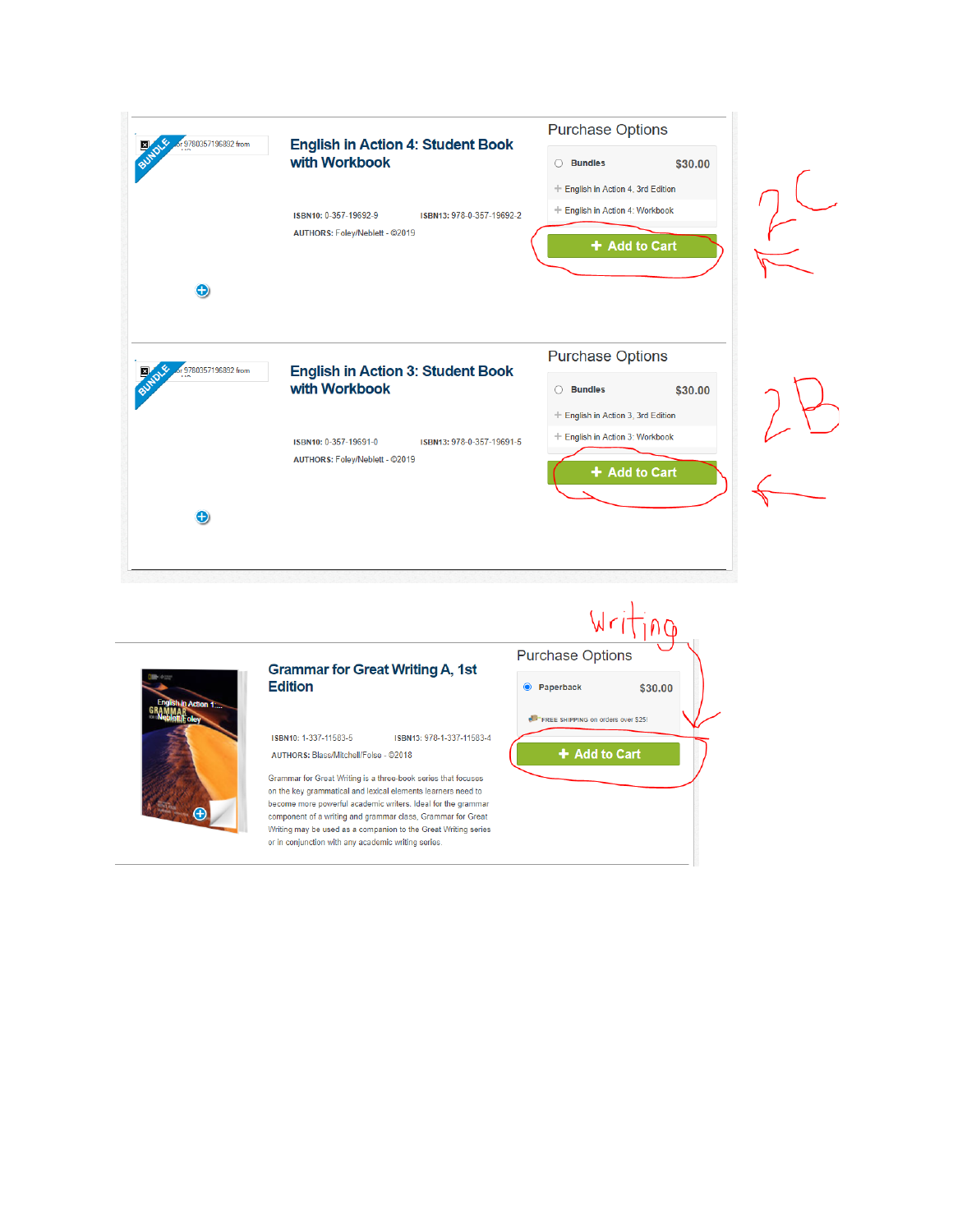BUNDLE for 9780357196892 from

## English in Action 4: Student Book with Workbook

**ISBN10:** 0-357-19692-9 **ISBN13:** 978-0-357-19692-2

**AUTHORS:** Foley/Neblett - ©2019

### Purchase Options

- **Bundles** $30.00
  - English in Action 4, 3rd Edition
  - English in Action 4: Workbook

**+ Add to Cart**

2C

BUNDLE for 9780357196892 from

## English in Action 3: Student Book with Workbook

**ISBN10:** 0-357-19691-0 **ISBN13:** 978-0-357-19691-5

**AUTHORS:** Foley/Neblett - ©2019

### Purchase Options

- **Bundles** $30.00
  - English in Action 3, 3rd Edition
  - English in Action 3: Workbook

**+ Add to Cart**

2B

Writing

## Grammar for Great Writing A, 1st Edition

**ISBN10:** 1-337-11583-5 **ISBN13:** 978-1-337-11583-4

**AUTHORS:** Blass/Mitchell/Folse - ©2018

Grammar for Great Writing is a three-book series that focuses on the key grammatical and lexical elements learners need to become more powerful academic writers. Ideal for the grammar component of a writing and grammar class, Grammar for Great Writing may be used as a companion to the Great Writing series or in conjunction with any academic writing series.

### Purchase Options

- **Paperback** $30.00

FREE SHIPPING on orders over $25!

**+ Add to Cart**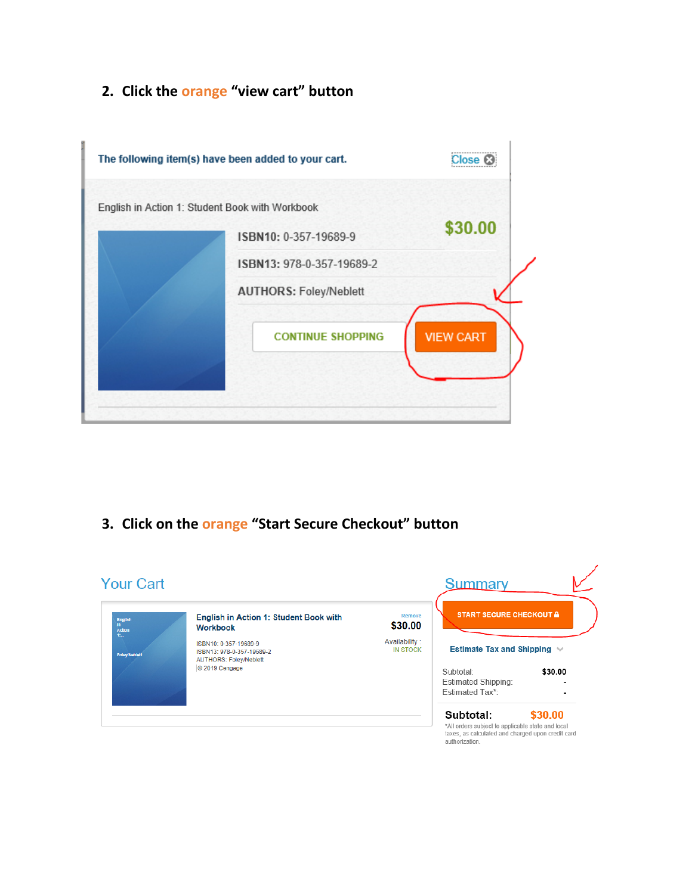2. **Click the orange "view cart" button**

The following item(s) have been added to your cart. Close

English in Action 1: Student Book with Workbook

$30.00

ISBN10: 0-357-19689-9

ISBN13: 978-0-357-19689-2

AUTHORS: Foley/Neblett

CONTINUE SHOPPING | VIEW CART

3. **Click on the orange "Start Secure Checkout" button**

Your Cart

English in Action 1: Student Book with Workbook

Remove

$30.00

ISBN10: 0-357-19689-9
ISBN13: 978-0-357-19689-2
AUTHORS: Foley/Neblett
© 2019 Cengage

Availability : IN STOCK

Summary

START SECURE CHECKOUT

Estimate Tax and Shipping

Subtotal: $30.00
Estimated Shipping: -
Estimated Tax*: -

**Subtotal: $30.00**

*All orders subject to applicable state and local taxes, as calculated and charged upon credit card authorization.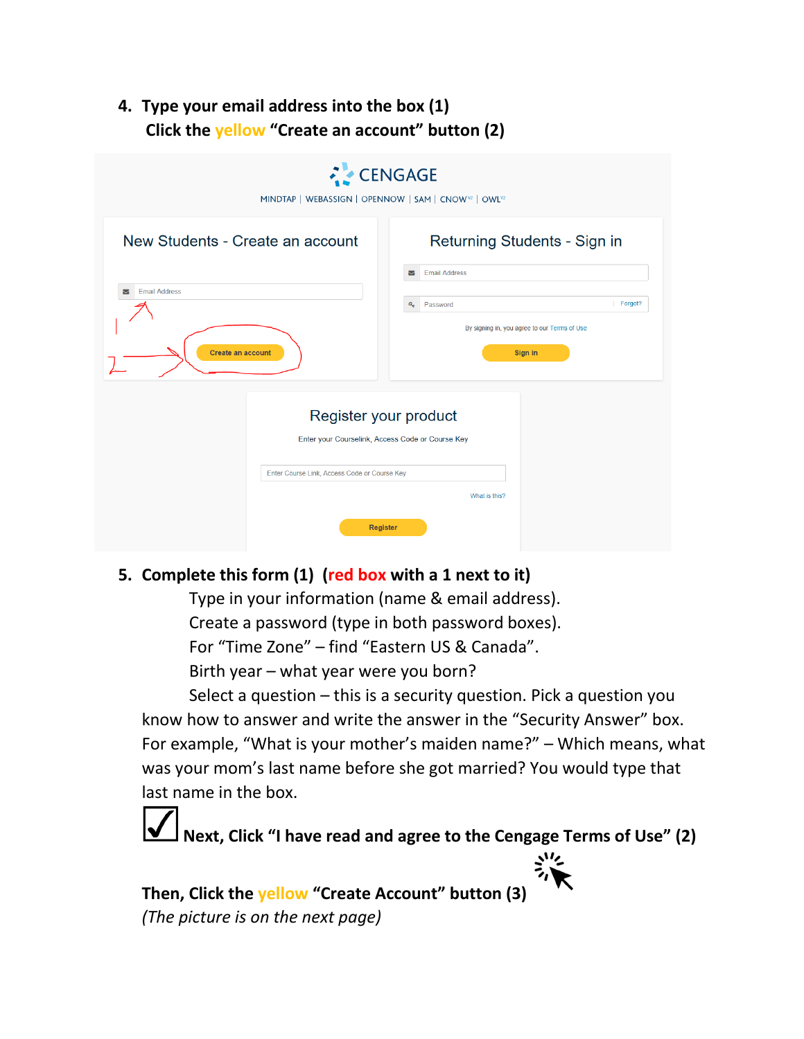4. **Type your email address into the box (1)**
   **Click the yellow "Create an account" button (2)**

CENGAGE

MINDTAP | WEBASSIGN | OPENNOW | SAM | CNOW | OWL

New Students - Create an account

Email Address

Create an account

Returning Students - Sign in

Email Address

Password Forgot?

By signing in, you agree to our Terms of Use

Sign in

Register your product

Enter your Courselink, Access Code or Course Key

Enter Course Link, Access Code or Course Key

What is this?

Register

5. **Complete this form (1) (red box with a 1 next to it)**

   Type in your information (name & email address).

   Create a password (type in both password boxes).

   For "Time Zone" – find "Eastern US & Canada".

   Birth year – what year were you born?

   Select a question – this is a security question. Pick a question you know how to answer and write the answer in the "Security Answer" box. For example, "What is your mother's maiden name?" – Which means, what was your mom's last name before she got married? You would type that last name in the box.

   ☑ **Next, Click "I have read and agree to the Cengage Terms of Use" (2)**

   **Then, Click the yellow "Create Account" button (3)**

   *(The picture is on the next page)*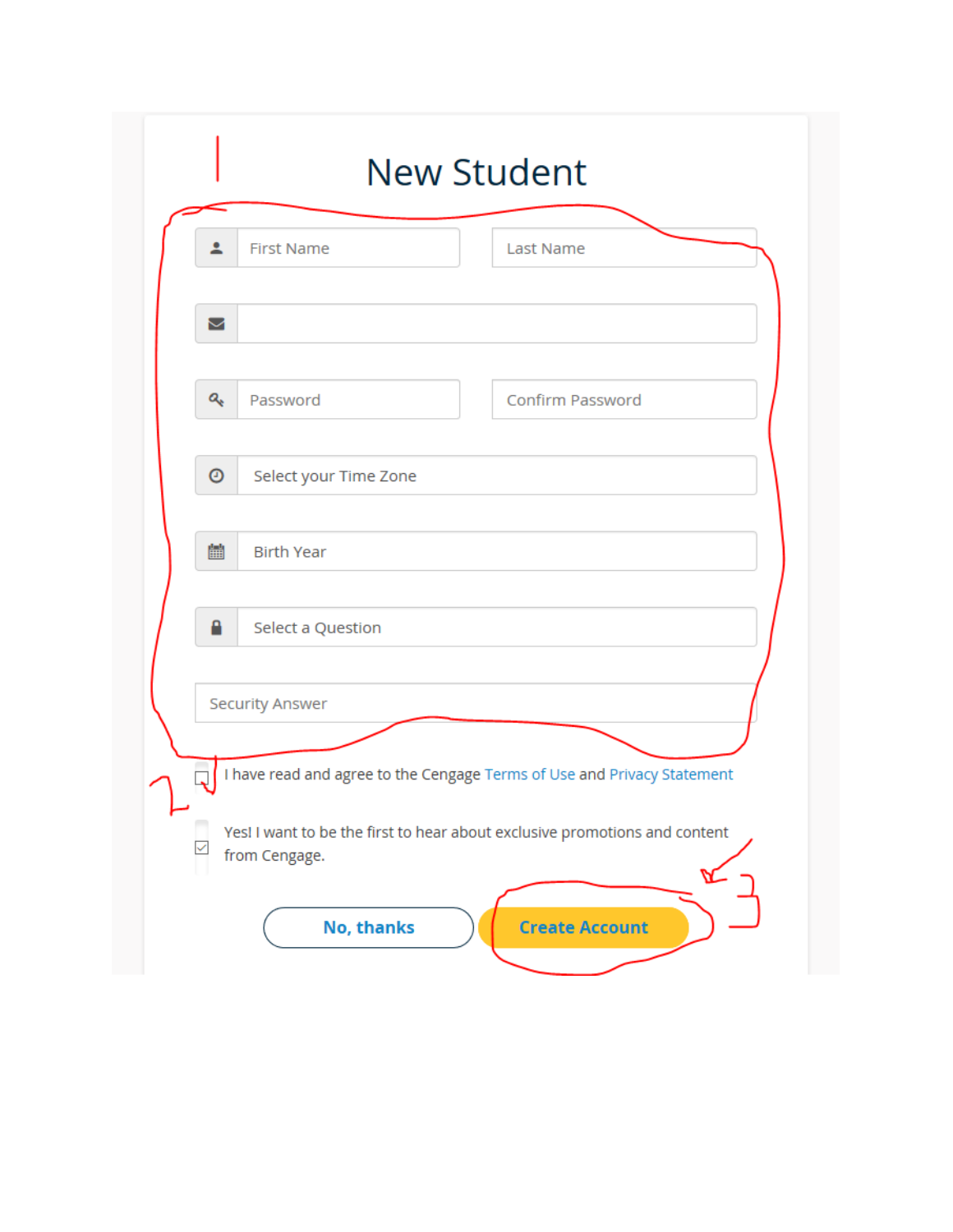# New Student

First Name

Last Name

Password

Confirm Password

Select your Time Zone

Birth Year

Select a Question

Security Answer

- [ ] I have read and agree to the Cengage Terms of Use and Privacy Statement
- [x] Yes! I want to be the first to hear about exclusive promotions and content from Cengage.

No, thanks

Create Account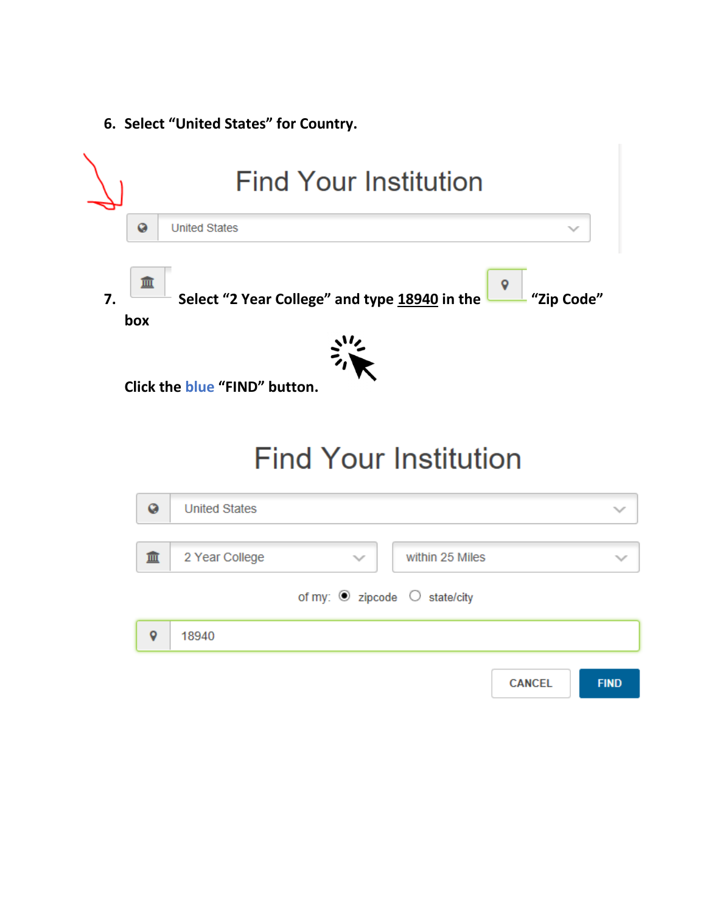6. Select “United States” for Country.

Find Your Institution

United States

7. Select “2 Year College” and type 18940 in the “Zip Code” box

Click the blue “FIND” button.

Find Your Institution

United States

2 Year College

within 25 Miles

of my: zipcode state/city

18940

CANCEL FIND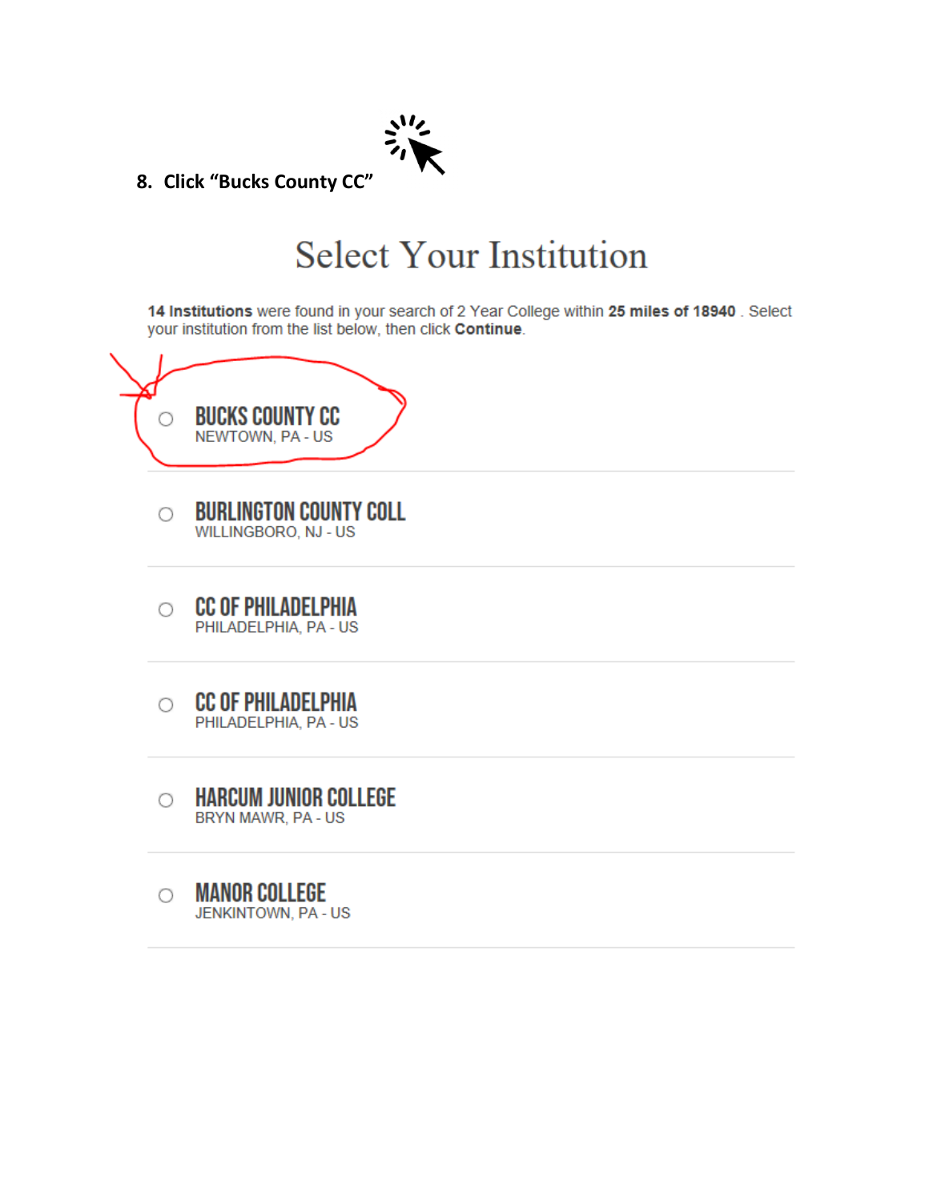8. Click “Bucks County CC”

# Select Your Institution

**14 Institutions** were found in your search of 2 Year College within **25 miles of 18940** . Select your institution from the list below, then click **Continue**.

- **BUCKS COUNTY CC**
  NEWTOWN, PA - US
- **BURLINGTON COUNTY COLL**
  WILLINGBORO, NJ - US
- **CC OF PHILADELPHIA**
  PHILADELPHIA, PA - US
- **CC OF PHILADELPHIA**
  PHILADELPHIA, PA - US
- **HARCUM JUNIOR COLLEGE**
  BRYN MAWR, PA - US
- **MANOR COLLEGE**
  JENKINTOWN, PA - US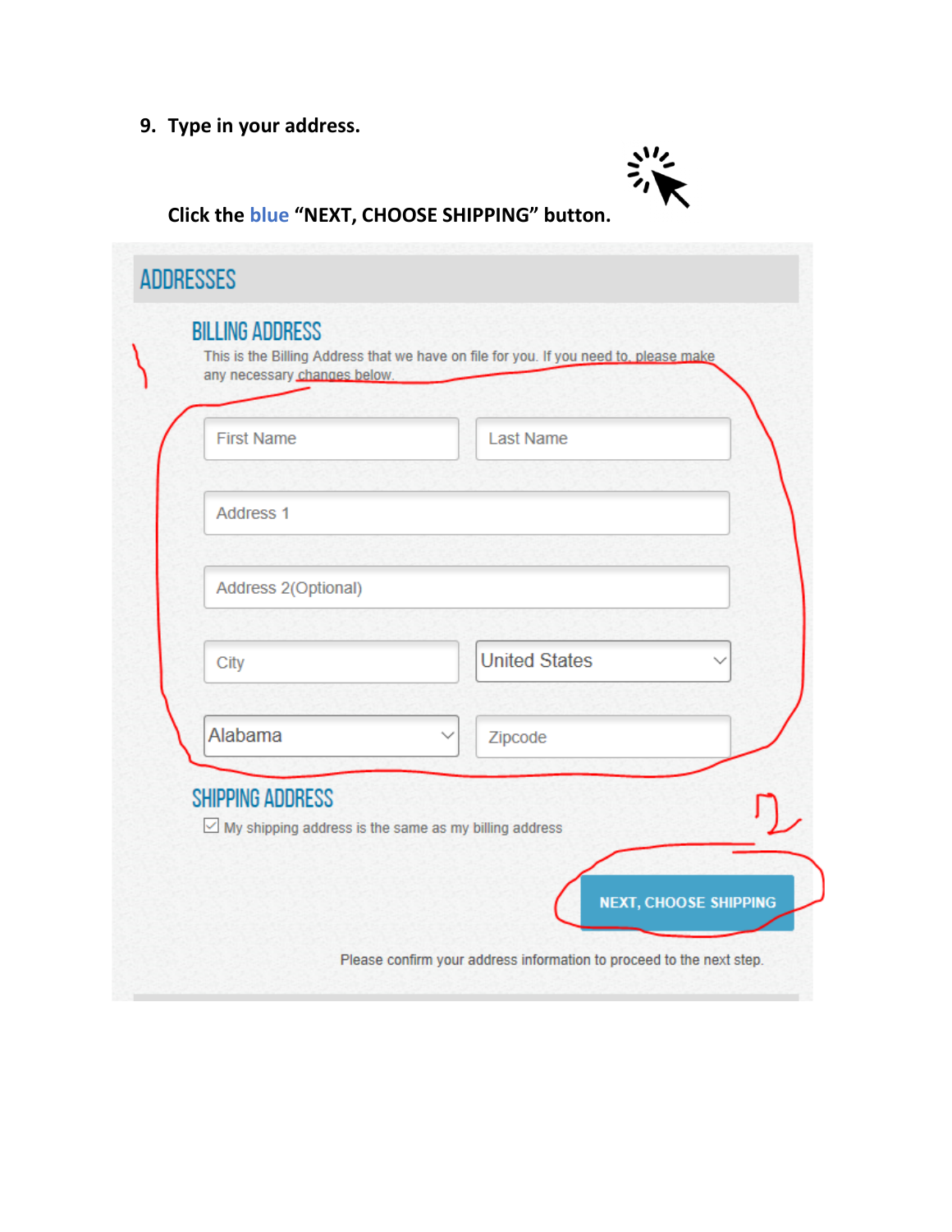9. **Type in your address.**

   **Click the blue "NEXT, CHOOSE SHIPPING" button.**

## ADDRESSES

### BILLING ADDRESS

This is the Billing Address that we have on file for you. If you need to, please make any necessary changes below.

First Name | Last Name

Address 1

Address 2(Optional)

City | United States

Alabama | Zipcode

### SHIPPING ADDRESS

☑ My shipping address is the same as my billing address

NEXT, CHOOSE SHIPPING

Please confirm your address information to proceed to the next step.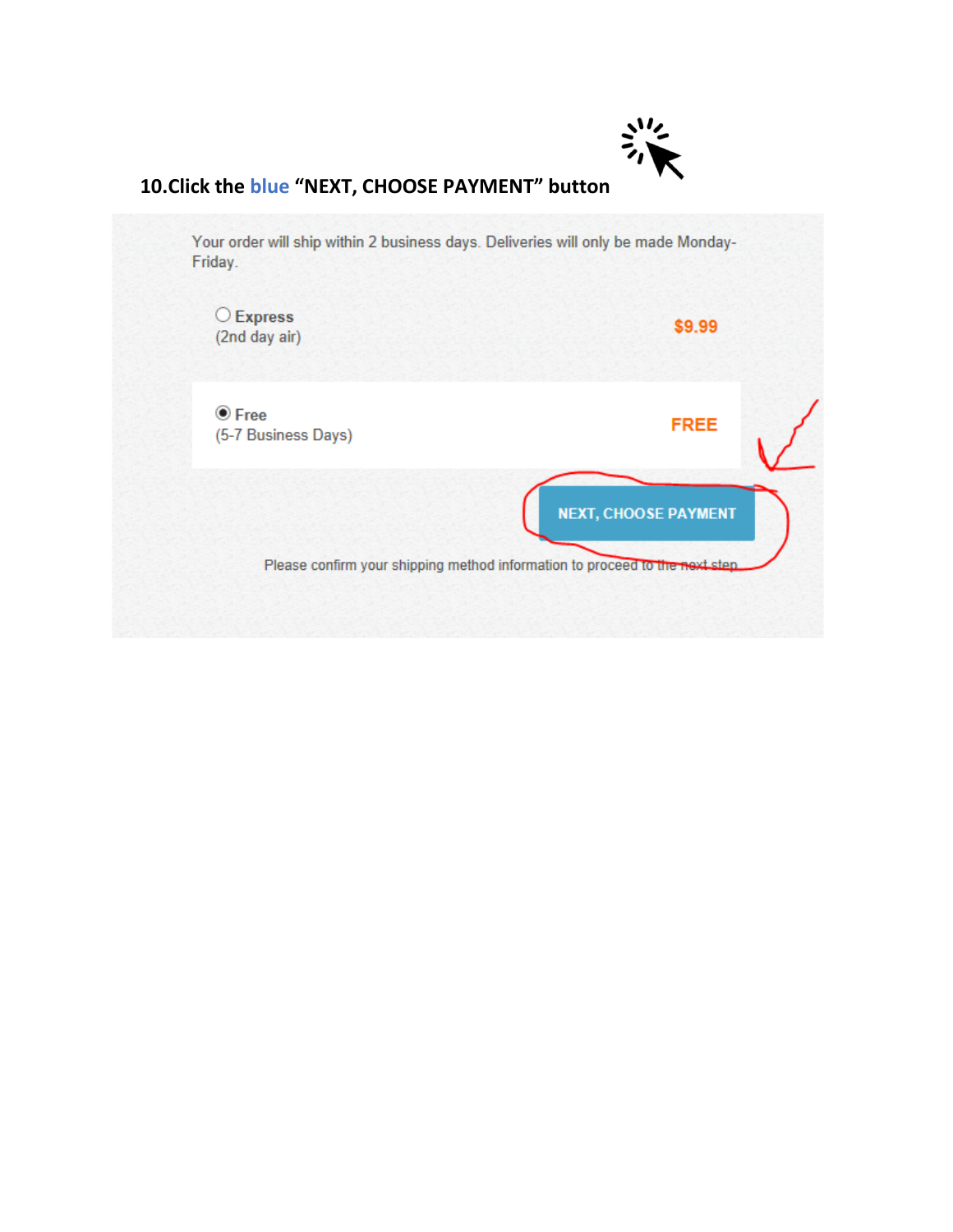**10.Click the blue "NEXT, CHOOSE PAYMENT" button**

Your order will ship within 2 business days. Deliveries will only be made Monday-Friday.

Express
(2nd day air) $9.99

Free
(5-7 Business Days) FREE

NEXT, CHOOSE PAYMENT

Please confirm your shipping method information to proceed to the next step.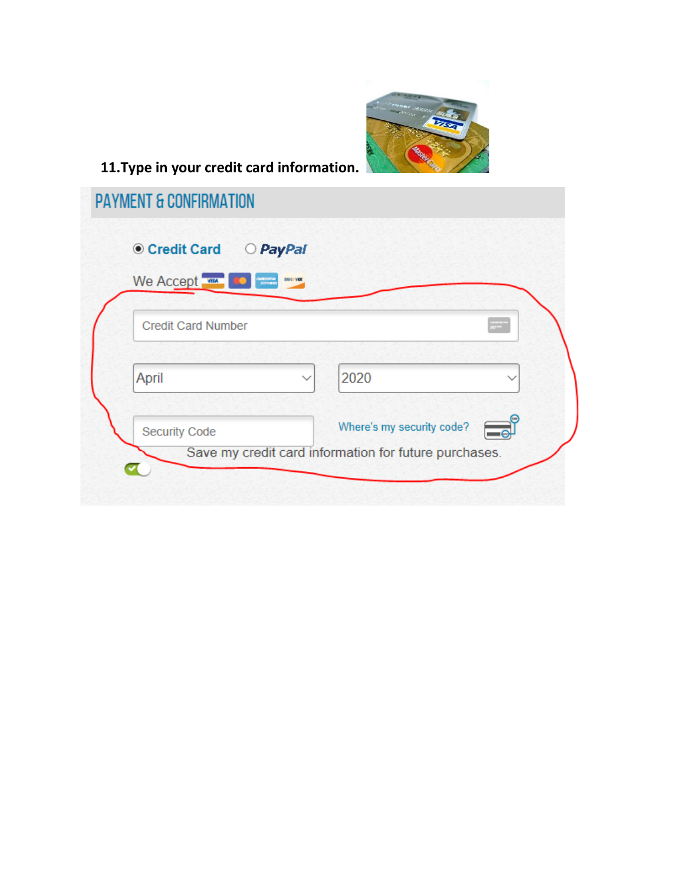**11.Type in your credit card information.**

PAYMENT & CONFIRMATION

Credit Card PayPal

We Accept

Credit Card Number

April 2020

Security Code Where's my security code?

Save my credit card information for future purchases.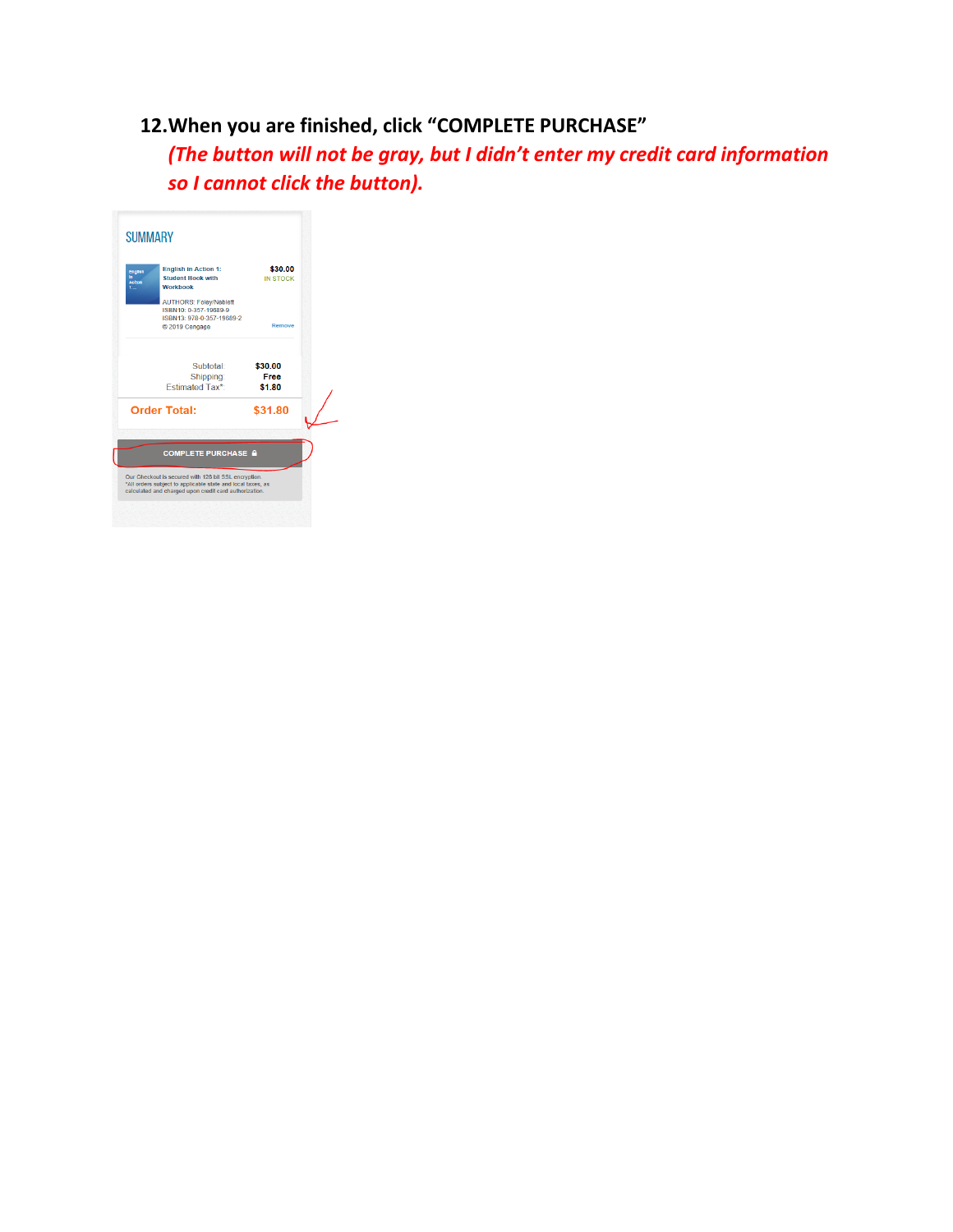12. **When you are finished, click "COMPLETE PURCHASE"**

***(The button will not be gray, but I didn't enter my credit card information so I cannot click the button).***

SUMMARY

English in Action 1: Student Book with Workbook — $30.00 — IN STOCK

AUTHORS: Foley/Neblett
ISBN10: 0-357-19989-9
ISBN13: 978-0-357-19989-2
© 2019 Cengage

Remove

| | |
|---|---|
| Subtotal: | $30.00 |
| Shipping: | Free |
| Estimated Tax*: | $1.80 |
| **Order Total:** | **$31.80** |

COMPLETE PURCHASE

Our Checkout is secured with 128 bit SSL encryption.
*All orders subject to applicable state and local taxes, as calculated and charged upon credit card authorization.